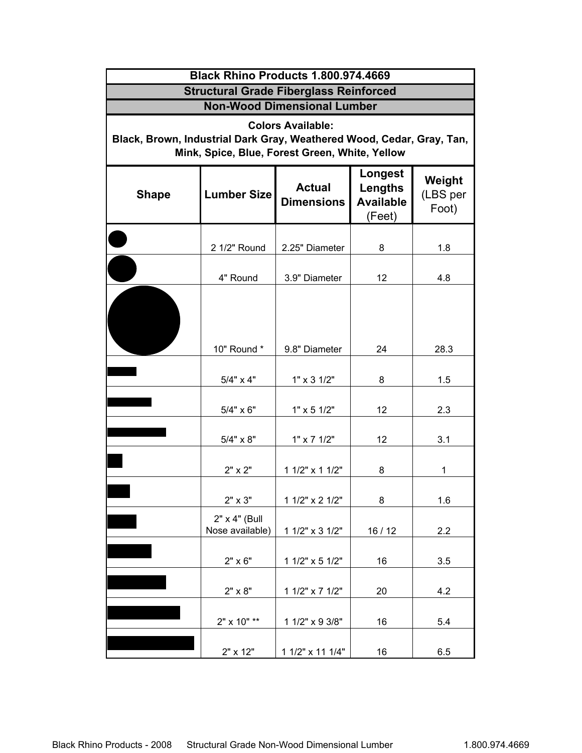| Black Rhino Products 1.800.974.4669 | | | | |
|---|---|---|---|---|
| **Structural Grade Fiberglass Reinforced** | | | | |
| **Non-Wood Dimensional Lumber** | | | | |
| **Colors Available:** **Black, Brown, Industrial Dark Gray, Weathered Wood, Cedar, Gray, Tan, Mink, Spice, Blue, Forest Green, White, Yellow** | | | | |
| **Shape** | **Lumber Size** | **Actual Dimensions** | **Longest Lengths Available** (Feet) | **Weight** (LBS per Foot) |
| | 2 1/2" Round | 2.25" Diameter | 8 | 1.8 |
| | 4" Round | 3.9" Diameter | 12 | 4.8 |
| | 10" Round * | 9.8" Diameter | 24 | 28.3 |
| | 5/4" x 4" | 1" x 3 1/2" | 8 | 1.5 |
| | 5/4" x 6" | 1" x 5 1/2" | 12 | 2.3 |
| | 5/4" x 8" | 1" x 7 1/2" | 12 | 3.1 |
| | 2" x 2" | 1 1/2" x 1 1/2" | 8 | 1 |
| | 2" x 3" | 1 1/2" x 2 1/2" | 8 | 1.6 |
| | 2" x 4" (Bull Nose available) | 1 1/2" x 3 1/2" | 16 / 12 | 2.2 |
| | 2" x 6" | 1 1/2" x 5 1/2" | 16 | 3.5 |
| | 2" x 8" | 1 1/2" x 7 1/2" | 20 | 4.2 |
| | 2" x 10" ** | 1 1/2" x 9 3/8" | 16 | 5.4 |
| | 2" x 12" | 1 1/2" x 11 1/4" | 16 | 6.5 |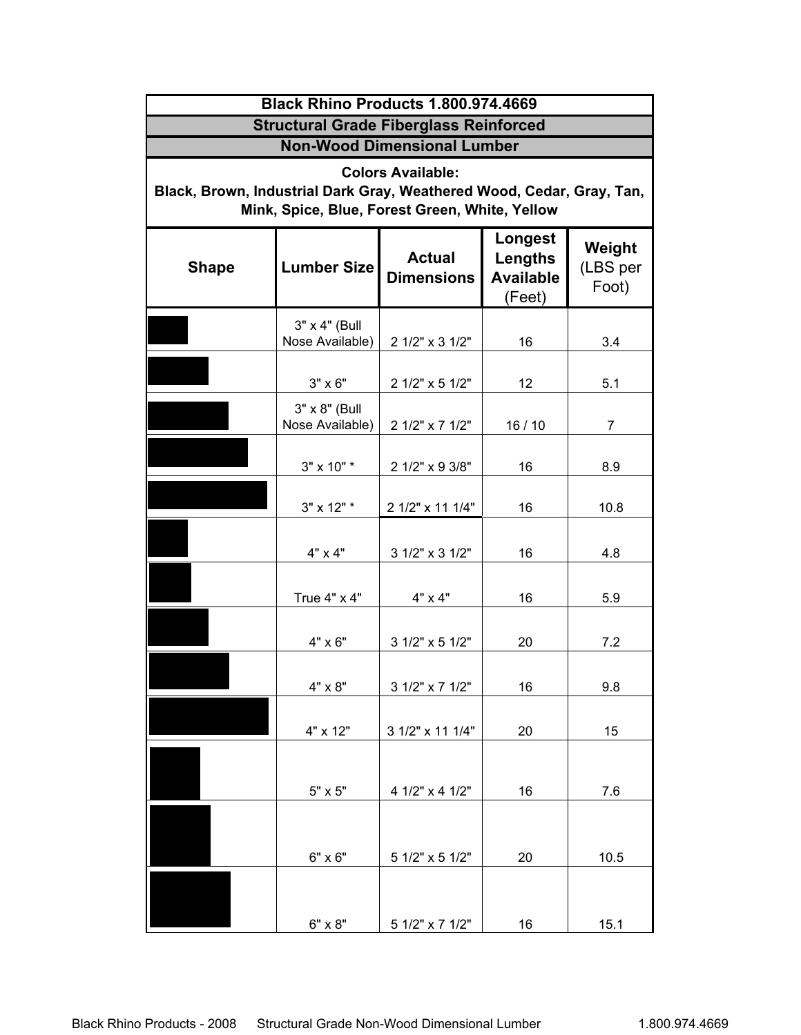| Black Rhino Products 1.800.974.4669 | | | | |
|---|---|---|---|---|
| **Structural Grade Fiberglass Reinforced** | | | | |
| **Non-Wood Dimensional Lumber** | | | | |
| **Colors Available:** Black, Brown, Industrial Dark Gray, Weathered Wood, Cedar, Gray, Tan, Mink, Spice, Blue, Forest Green, White, Yellow | | | | |
| **Shape** | **Lumber Size** | **Actual Dimensions** | **Longest Lengths Available** (Feet) | **Weight** (LBS per Foot) |
| | 3" x 4" (Bull Nose Available) | 2 1/2" x 3 1/2" | 16 | 3.4 |
| | 3" x 6" | 2 1/2" x 5 1/2" | 12 | 5.1 |
| | 3" x 8" (Bull Nose Available) | 2 1/2" x 7 1/2" | 16 / 10 | 7 |
| | 3" x 10" * | 2 1/2" x 9 3/8" | 16 | 8.9 |
| | 3" x 12" * | 2 1/2" x 11 1/4" | 16 | 10.8 |
| | 4" x 4" | 3 1/2" x 3 1/2" | 16 | 4.8 |
| | True 4" x 4" | 4" x 4" | 16 | 5.9 |
| | 4" x 6" | 3 1/2" x 5 1/2" | 20 | 7.2 |
| | 4" x 8" | 3 1/2" x 7 1/2" | 16 | 9.8 |
| | 4" x 12" | 3 1/2" x 11 1/4" | 20 | 15 |
| | 5" x 5" | 4 1/2" x 4 1/2" | 16 | 7.6 |
| | 6" x 6" | 5 1/2" x 5 1/2" | 20 | 10.5 |
| | 6" x 8" | 5 1/2" x 7 1/2" | 16 | 15.1 |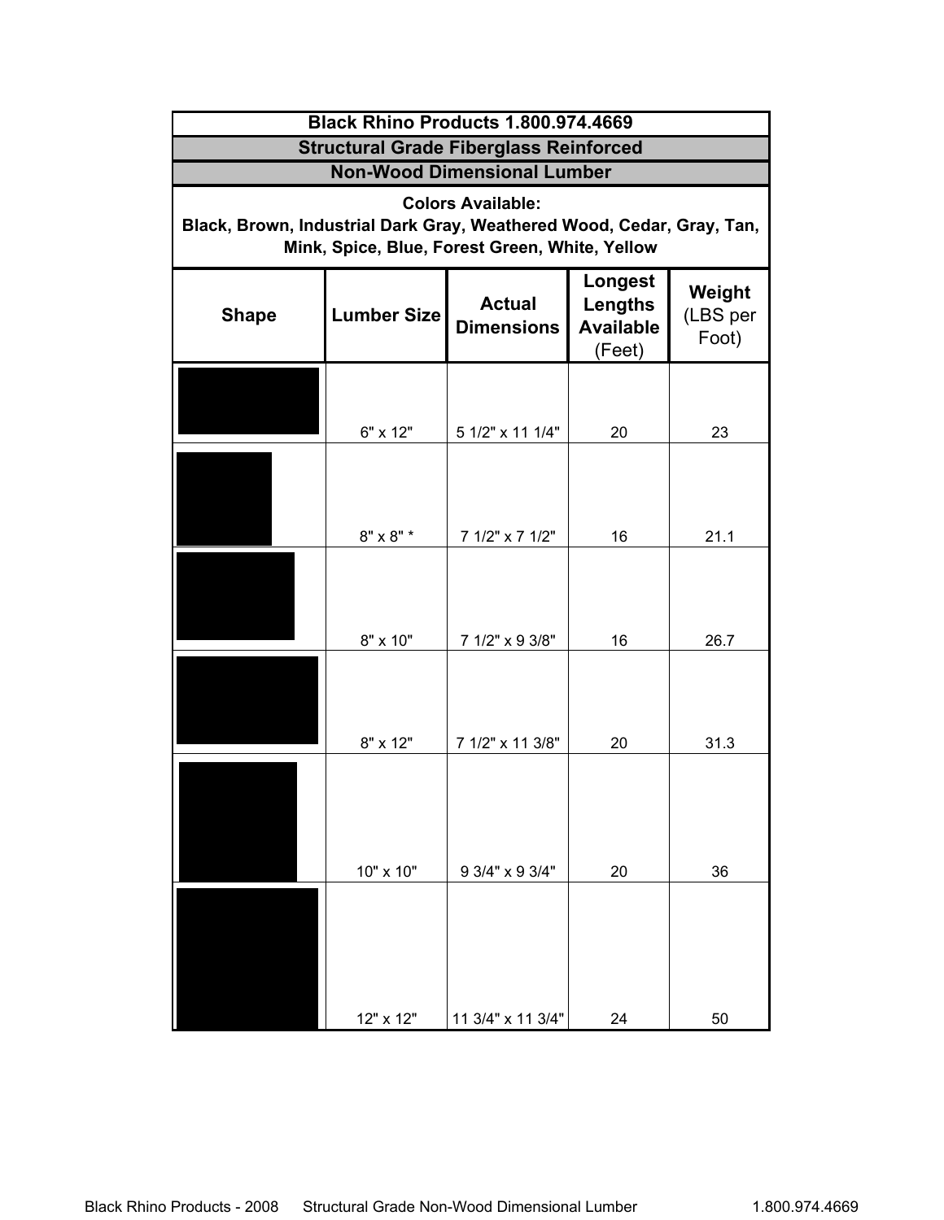**Black Rhino Products 1.800.974.4669**

**Structural Grade Fiberglass Reinforced**

**Non-Wood Dimensional Lumber**

**Colors Available:**
**Black, Brown, Industrial Dark Gray, Weathered Wood, Cedar, Gray, Tan, Mink, Spice, Blue, Forest Green, White, Yellow**

| Shape | Lumber Size | Actual Dimensions | Longest Lengths Available (Feet) | Weight (LBS per Foot) |
|---|---|---|---|---|
| | 6" x 12" | 5 1/2" x 11 1/4" | 20 | 23 |
| | 8" x 8" * | 7 1/2" x 7 1/2" | 16 | 21.1 |
| | 8" x 10" | 7 1/2" x 9 3/8" | 16 | 26.7 |
| | 8" x 12" | 7 1/2" x 11 3/8" | 20 | 31.3 |
| | 10" x 10" | 9 3/4" x 9 3/4" | 20 | 36 |
| | 12" x 12" | 11 3/4" x 11 3/4" | 24 | 50 |